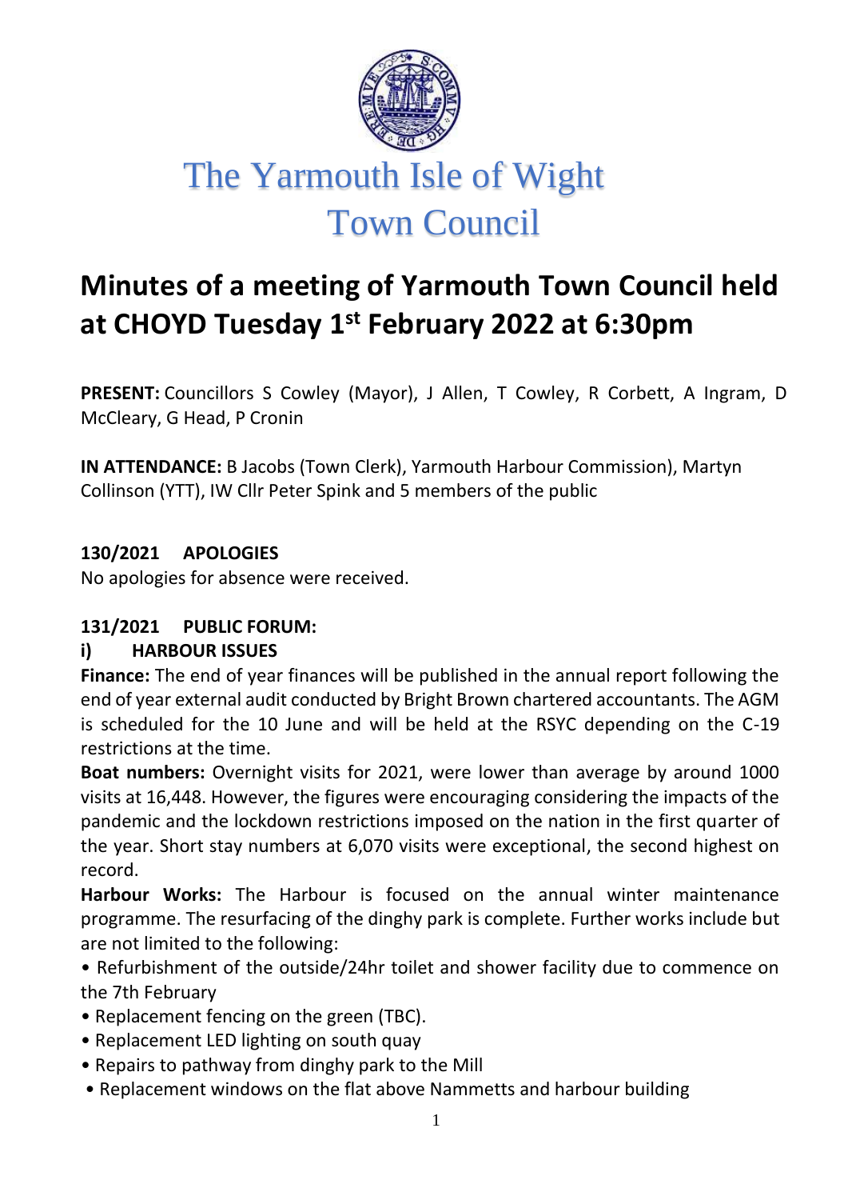# The Yarmouth Isle of Wight Town Council

## Minutes of a meeting of Yarmouth Town Council held at CHOYD Tuesday 1st February 2022 at 6:30pm

**PRESENT:** Councillors S Cowley (Mayor), J Allen, T Cowley, R Corbett, A Ingram, D McCleary, G Head, P Cronin

**IN ATTENDANCE:** B Jacobs (Town Clerk), Yarmouth Harbour Commission), Martyn Collinson (YTT), IW Cllr Peter Spink and 5 members of the public

### 130/2021 APOLOGIES

No apologies for absence were received.

### 131/2021 PUBLIC FORUM:

#### i) HARBOUR ISSUES

**Finance:** The end of year finances will be published in the annual report following the end of year external audit conducted by Bright Brown chartered accountants. The AGM is scheduled for the 10 June and will be held at the RSYC depending on the C-19 restrictions at the time.

**Boat numbers:** Overnight visits for 2021, were lower than average by around 1000 visits at 16,448. However, the figures were encouraging considering the impacts of the pandemic and the lockdown restrictions imposed on the nation in the first quarter of the year. Short stay numbers at 6,070 visits were exceptional, the second highest on record.

**Harbour Works:** The Harbour is focused on the annual winter maintenance programme. The resurfacing of the dinghy park is complete. Further works include but are not limited to the following:

- Refurbishment of the outside/24hr toilet and shower facility due to commence on the 7th February
- Replacement fencing on the green (TBC).
- Replacement LED lighting on south quay
- Repairs to pathway from dinghy park to the Mill
- Replacement windows on the flat above Nammetts and harbour building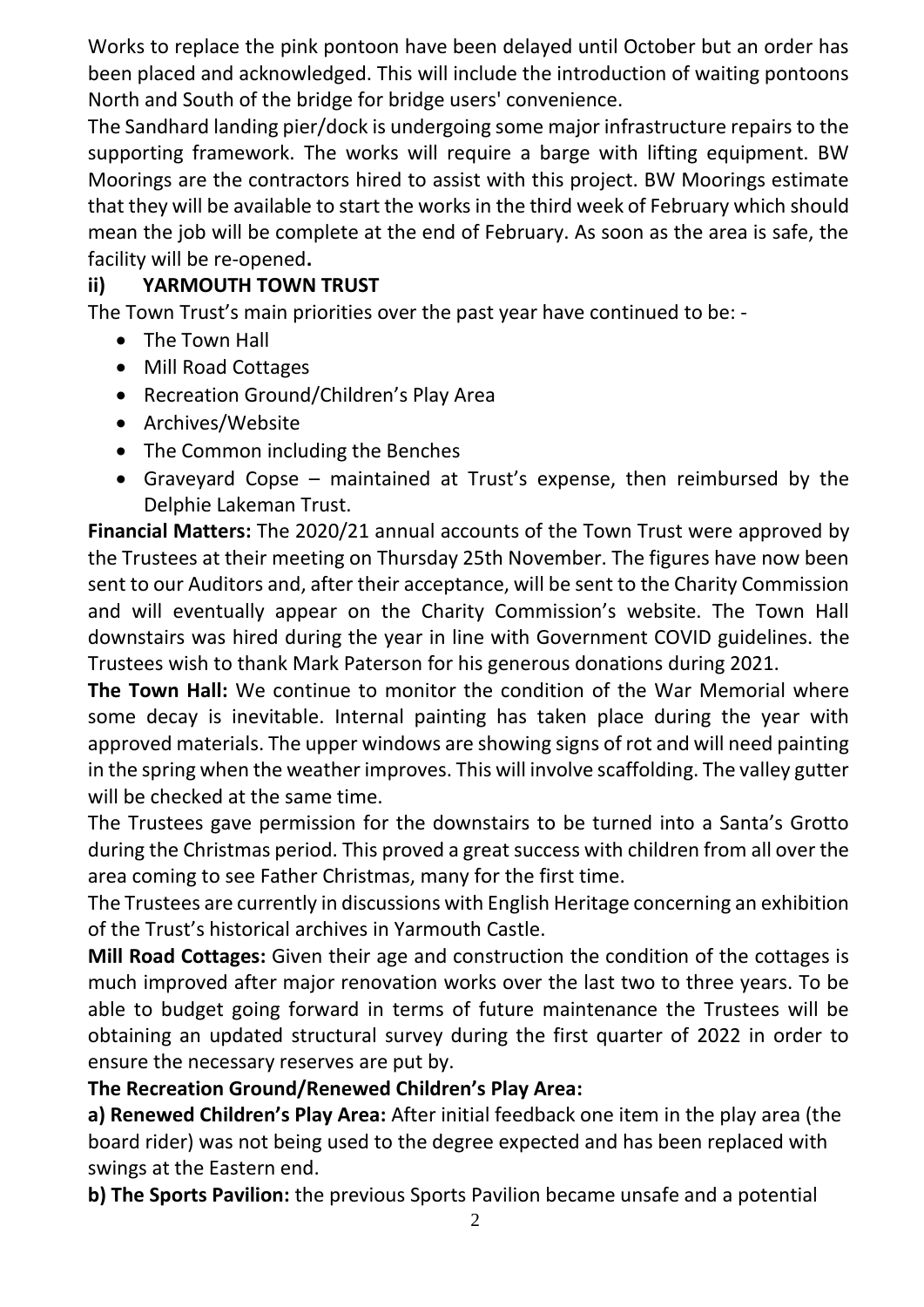Works to replace the pink pontoon have been delayed until October but an order has been placed and acknowledged. This will include the introduction of waiting pontoons North and South of the bridge for bridge users' convenience.

The Sandhard landing pier/dock is undergoing some major infrastructure repairs to the supporting framework. The works will require a barge with lifting equipment. BW Moorings are the contractors hired to assist with this project. BW Moorings estimate that they will be available to start the works in the third week of February which should mean the job will be complete at the end of February. As soon as the area is safe, the facility will be re-opened**.**

**ii) YARMOUTH TOWN TRUST**

The Town Trust's main priorities over the past year have continued to be: -

- The Town Hall
- Mill Road Cottages
- Recreation Ground/Children's Play Area
- Archives/Website
- The Common including the Benches
- Graveyard Copse – maintained at Trust's expense, then reimbursed by the Delphie Lakeman Trust.

**Financial Matters:** The 2020/21 annual accounts of the Town Trust were approved by the Trustees at their meeting on Thursday 25th November. The figures have now been sent to our Auditors and, after their acceptance, will be sent to the Charity Commission and will eventually appear on the Charity Commission's website. The Town Hall downstairs was hired during the year in line with Government COVID guidelines. the Trustees wish to thank Mark Paterson for his generous donations during 2021.

**The Town Hall:** We continue to monitor the condition of the War Memorial where some decay is inevitable. Internal painting has taken place during the year with approved materials. The upper windows are showing signs of rot and will need painting in the spring when the weather improves. This will involve scaffolding. The valley gutter will be checked at the same time.

The Trustees gave permission for the downstairs to be turned into a Santa's Grotto during the Christmas period. This proved a great success with children from all over the area coming to see Father Christmas, many for the first time.

The Trustees are currently in discussions with English Heritage concerning an exhibition of the Trust's historical archives in Yarmouth Castle.

**Mill Road Cottages:** Given their age and construction the condition of the cottages is much improved after major renovation works over the last two to three years. To be able to budget going forward in terms of future maintenance the Trustees will be obtaining an updated structural survey during the first quarter of 2022 in order to ensure the necessary reserves are put by.

**The Recreation Ground/Renewed Children's Play Area:**

**a) Renewed Children's Play Area:** After initial feedback one item in the play area (the board rider) was not being used to the degree expected and has been replaced with swings at the Eastern end.

**b) The Sports Pavilion:** the previous Sports Pavilion became unsafe and a potential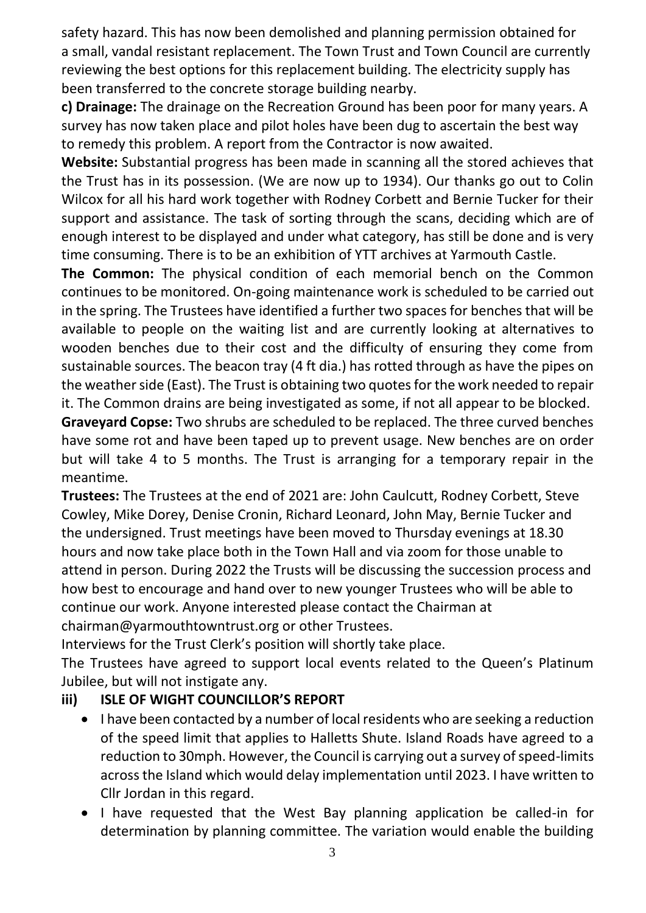safety hazard. This has now been demolished and planning permission obtained for a small, vandal resistant replacement. The Town Trust and Town Council are currently reviewing the best options for this replacement building. The electricity supply has been transferred to the concrete storage building nearby.

**c) Drainage:** The drainage on the Recreation Ground has been poor for many years. A survey has now taken place and pilot holes have been dug to ascertain the best way to remedy this problem. A report from the Contractor is now awaited.

**Website:** Substantial progress has been made in scanning all the stored achieves that the Trust has in its possession. (We are now up to 1934). Our thanks go out to Colin Wilcox for all his hard work together with Rodney Corbett and Bernie Tucker for their support and assistance. The task of sorting through the scans, deciding which are of enough interest to be displayed and under what category, has still be done and is very time consuming. There is to be an exhibition of YTT archives at Yarmouth Castle.

**The Common:** The physical condition of each memorial bench on the Common continues to be monitored. On-going maintenance work is scheduled to be carried out in the spring. The Trustees have identified a further two spaces for benches that will be available to people on the waiting list and are currently looking at alternatives to wooden benches due to their cost and the difficulty of ensuring they come from sustainable sources. The beacon tray (4 ft dia.) has rotted through as have the pipes on the weather side (East). The Trust is obtaining two quotes for the work needed to repair it. The Common drains are being investigated as some, if not all appear to be blocked.

**Graveyard Copse:** Two shrubs are scheduled to be replaced. The three curved benches have some rot and have been taped up to prevent usage. New benches are on order but will take 4 to 5 months. The Trust is arranging for a temporary repair in the meantime.

**Trustees:** The Trustees at the end of 2021 are: John Caulcutt, Rodney Corbett, Steve Cowley, Mike Dorey, Denise Cronin, Richard Leonard, John May, Bernie Tucker and the undersigned. Trust meetings have been moved to Thursday evenings at 18.30 hours and now take place both in the Town Hall and via zoom for those unable to attend in person. During 2022 the Trusts will be discussing the succession process and how best to encourage and hand over to new younger Trustees who will be able to continue our work. Anyone interested please contact the Chairman at chairman@yarmouthtowntrust.org or other Trustees.

Interviews for the Trust Clerk's position will shortly take place.

The Trustees have agreed to support local events related to the Queen's Platinum Jubilee, but will not instigate any.

### iii) ISLE OF WIGHT COUNCILLOR'S REPORT

- I have been contacted by a number of local residents who are seeking a reduction of the speed limit that applies to Halletts Shute. Island Roads have agreed to a reduction to 30mph. However, the Council is carrying out a survey of speed-limits across the Island which would delay implementation until 2023. I have written to Cllr Jordan in this regard.
- I have requested that the West Bay planning application be called-in for determination by planning committee. The variation would enable the building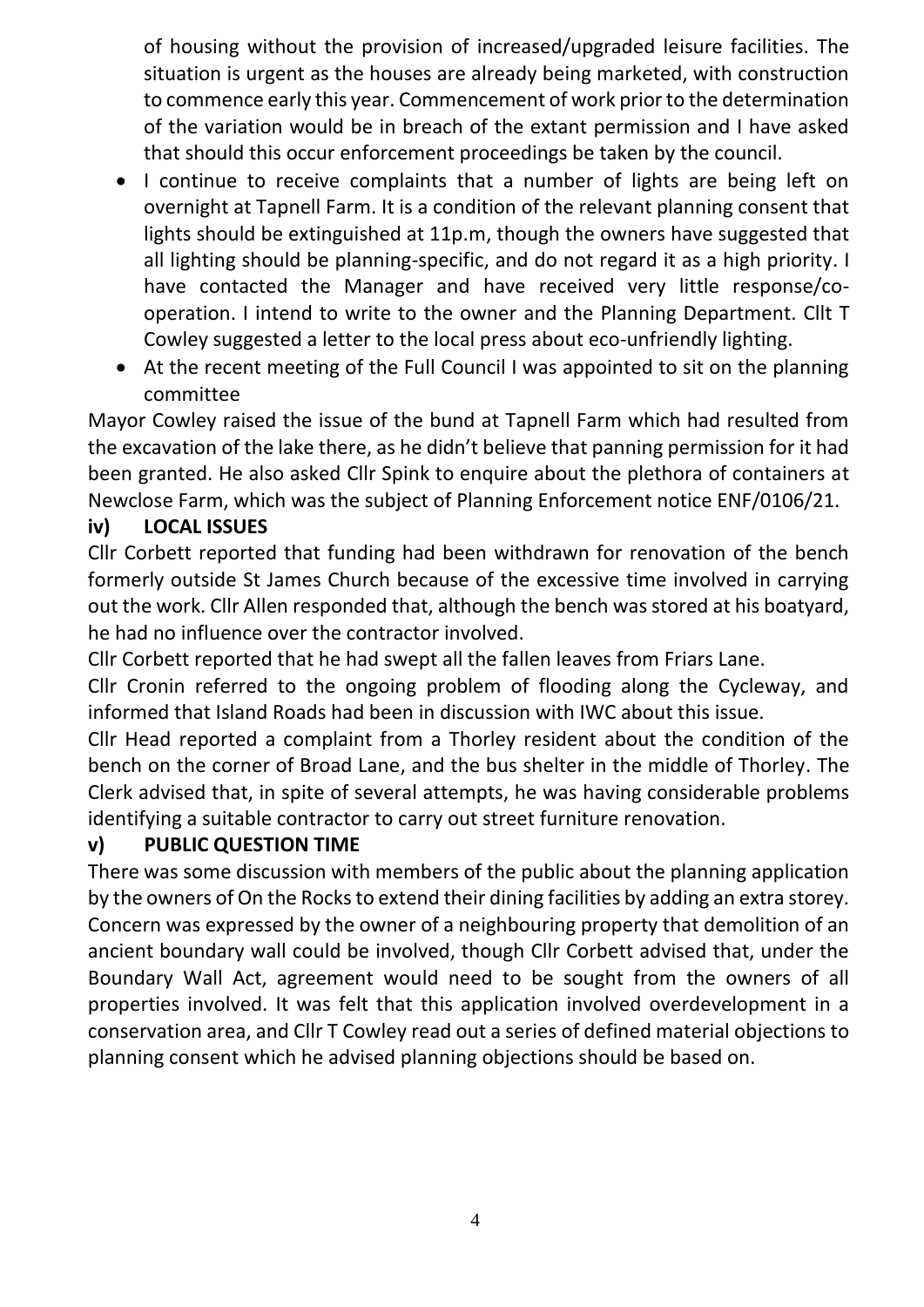of housing without the provision of increased/upgraded leisure facilities. The situation is urgent as the houses are already being marketed, with construction to commence early this year. Commencement of work prior to the determination of the variation would be in breach of the extant permission and I have asked that should this occur enforcement proceedings be taken by the council.

- I continue to receive complaints that a number of lights are being left on overnight at Tapnell Farm. It is a condition of the relevant planning consent that lights should be extinguished at 11p.m, though the owners have suggested that all lighting should be planning-specific, and do not regard it as a high priority. I have contacted the Manager and have received very little response/co-operation. I intend to write to the owner and the Planning Department. Cllt T Cowley suggested a letter to the local press about eco-unfriendly lighting.
- At the recent meeting of the Full Council I was appointed to sit on the planning committee

Mayor Cowley raised the issue of the bund at Tapnell Farm which had resulted from the excavation of the lake there, as he didn't believe that panning permission for it had been granted. He also asked Cllr Spink to enquire about the plethora of containers at Newclose Farm, which was the subject of Planning Enforcement notice ENF/0106/21.

**iv) LOCAL ISSUES**

Cllr Corbett reported that funding had been withdrawn for renovation of the bench formerly outside St James Church because of the excessive time involved in carrying out the work. Cllr Allen responded that, although the bench was stored at his boatyard, he had no influence over the contractor involved.

Cllr Corbett reported that he had swept all the fallen leaves from Friars Lane.

Cllr Cronin referred to the ongoing problem of flooding along the Cycleway, and informed that Island Roads had been in discussion with IWC about this issue.

Cllr Head reported a complaint from a Thorley resident about the condition of the bench on the corner of Broad Lane, and the bus shelter in the middle of Thorley. The Clerk advised that, in spite of several attempts, he was having considerable problems identifying a suitable contractor to carry out street furniture renovation.

**v) PUBLIC QUESTION TIME**

There was some discussion with members of the public about the planning application by the owners of On the Rocks to extend their dining facilities by adding an extra storey. Concern was expressed by the owner of a neighbouring property that demolition of an ancient boundary wall could be involved, though Cllr Corbett advised that, under the Boundary Wall Act, agreement would need to be sought from the owners of all properties involved. It was felt that this application involved overdevelopment in a conservation area, and Cllr T Cowley read out a series of defined material objections to planning consent which he advised planning objections should be based on.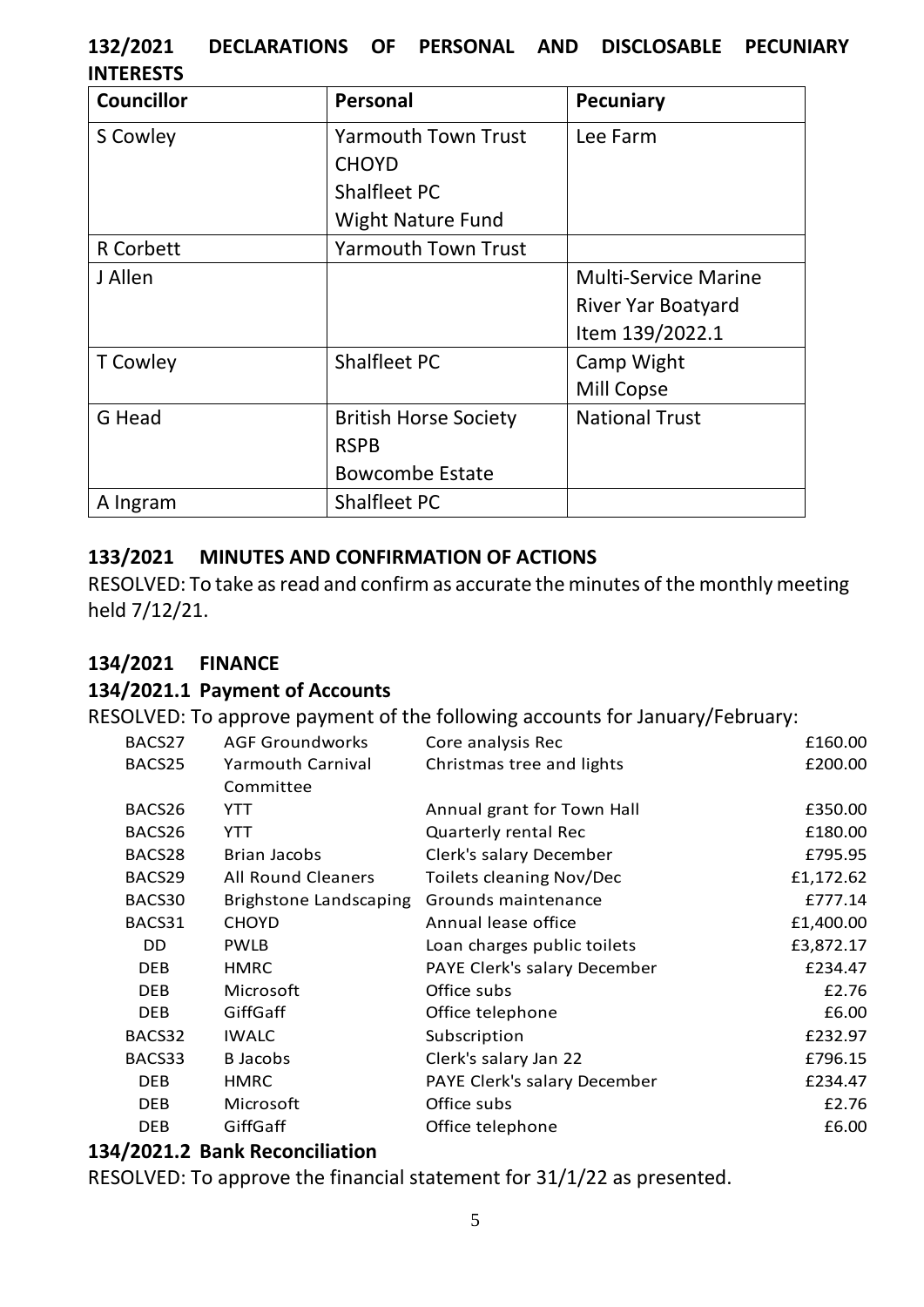## 132/2021 DECLARATIONS OF PERSONAL AND DISCLOSABLE PECUNIARY INTERESTS

| Councillor | Personal | Pecuniary |
|---|---|---|
| S Cowley | Yarmouth Town Trust<br>CHOYD<br>Shalfleet PC<br>Wight Nature Fund | Lee Farm |
| R Corbett | Yarmouth Town Trust | |
| J Allen | | Multi-Service Marine<br>River Yar Boatyard<br>Item 139/2022.1 |
| T Cowley | Shalfleet PC | Camp Wight<br>Mill Copse |
| G Head | British Horse Society<br>RSPB<br>Bowcombe Estate | National Trust |
| A Ingram | Shalfleet PC | |

## 133/2021 MINUTES AND CONFIRMATION OF ACTIONS

RESOLVED: To take as read and confirm as accurate the minutes of the monthly meeting held 7/12/21.

## 134/2021 FINANCE

### 134/2021.1 Payment of Accounts

RESOLVED: To approve payment of the following accounts for January/February:

| | | | |
|---|---|---|---|
| BACS27 | AGF Groundworks | Core analysis Rec | £160.00 |
| BACS25 | Yarmouth Carnival Committee | Christmas tree and lights | £200.00 |
| BACS26 | YTT | Annual grant for Town Hall | £350.00 |
| BACS26 | YTT | Quarterly rental Rec | £180.00 |
| BACS28 | Brian Jacobs | Clerk's salary December | £795.95 |
| BACS29 | All Round Cleaners | Toilets cleaning Nov/Dec | £1,172.62 |
| BACS30 | Brighstone Landscaping | Grounds maintenance | £777.14 |
| BACS31 | CHOYD | Annual lease office | £1,400.00 |
| DD | PWLB | Loan charges public toilets | £3,872.17 |
| DEB | HMRC | PAYE Clerk's salary December | £234.47 |
| DEB | Microsoft | Office subs | £2.76 |
| DEB | GiffGaff | Office telephone | £6.00 |
| BACS32 | IWALC | Subscription | £232.97 |
| BACS33 | B Jacobs | Clerk's salary Jan 22 | £796.15 |
| DEB | HMRC | PAYE Clerk's salary December | £234.47 |
| DEB | Microsoft | Office subs | £2.76 |
| DEB | GiffGaff | Office telephone | £6.00 |

### 134/2021.2 Bank Reconciliation

RESOLVED: To approve the financial statement for 31/1/22 as presented.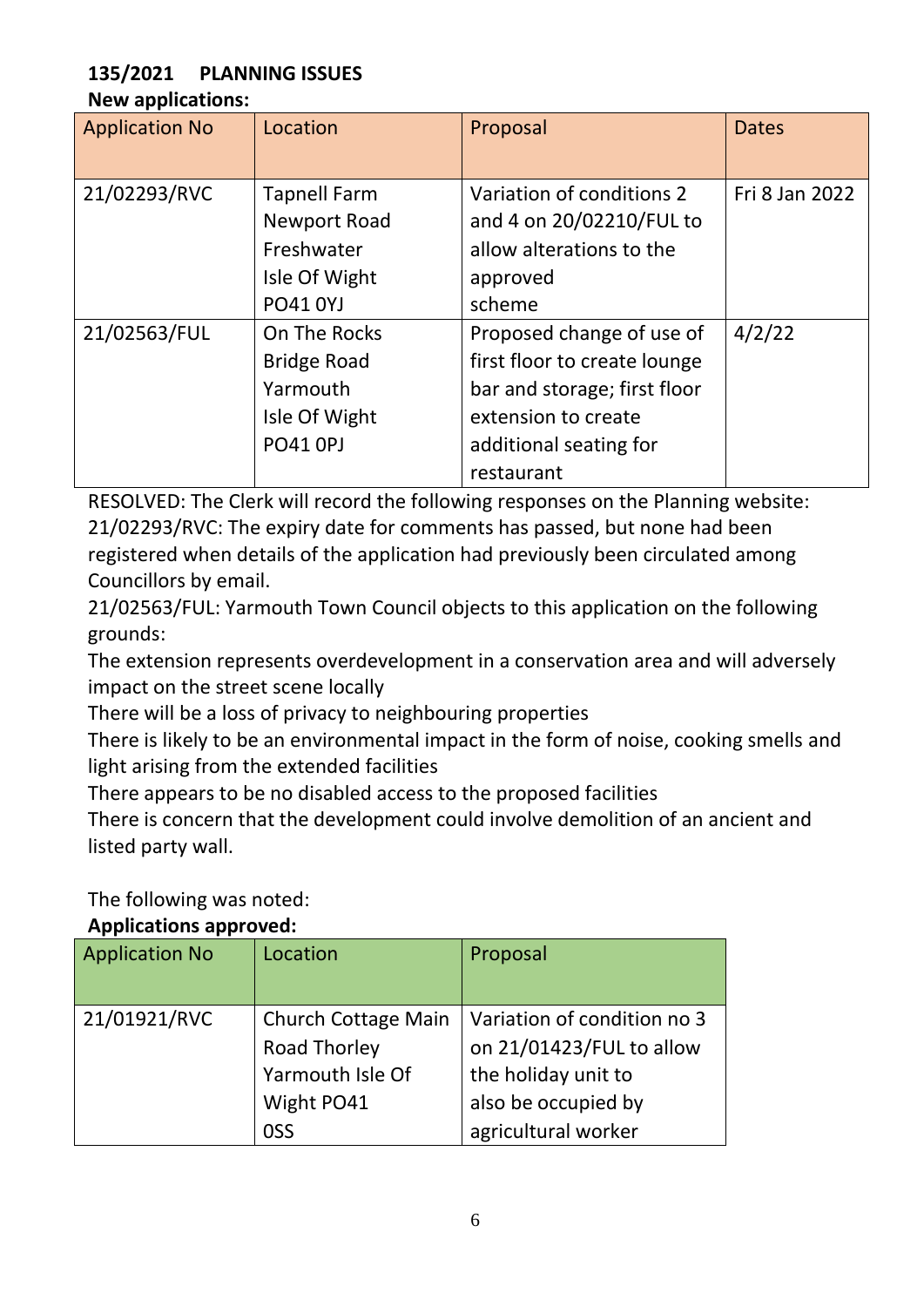**135/2021 PLANNING ISSUES**

**New applications:**

| Application No | Location | Proposal | Dates |
|---|---|---|---|
| 21/02293/RVC | Tapnell Farm Newport Road Freshwater Isle Of Wight PO41 0YJ | Variation of conditions 2 and 4 on 20/02210/FUL to allow alterations to the approved scheme | Fri 8 Jan 2022 |
| 21/02563/FUL | On The Rocks Bridge Road Yarmouth Isle Of Wight PO41 0PJ | Proposed change of use of first floor to create lounge bar and storage; first floor extension to create additional seating for restaurant | 4/2/22 |

RESOLVED: The Clerk will record the following responses on the Planning website:
21/02293/RVC: The expiry date for comments has passed, but none had been registered when details of the application had previously been circulated among Councillors by email.
21/02563/FUL: Yarmouth Town Council objects to this application on the following grounds:
The extension represents overdevelopment in a conservation area and will adversely impact on the street scene locally
There will be a loss of privacy to neighbouring properties
There is likely to be an environmental impact in the form of noise, cooking smells and light arising from the extended facilities
There appears to be no disabled access to the proposed facilities
There is concern that the development could involve demolition of an ancient and listed party wall.

The following was noted:

**Applications approved:**

| Application No | Location | Proposal |
|---|---|---|
| 21/01921/RVC | Church Cottage Main Road Thorley Yarmouth Isle Of Wight PO41 0SS | Variation of condition no 3 on 21/01423/FUL to allow the holiday unit to also be occupied by agricultural worker |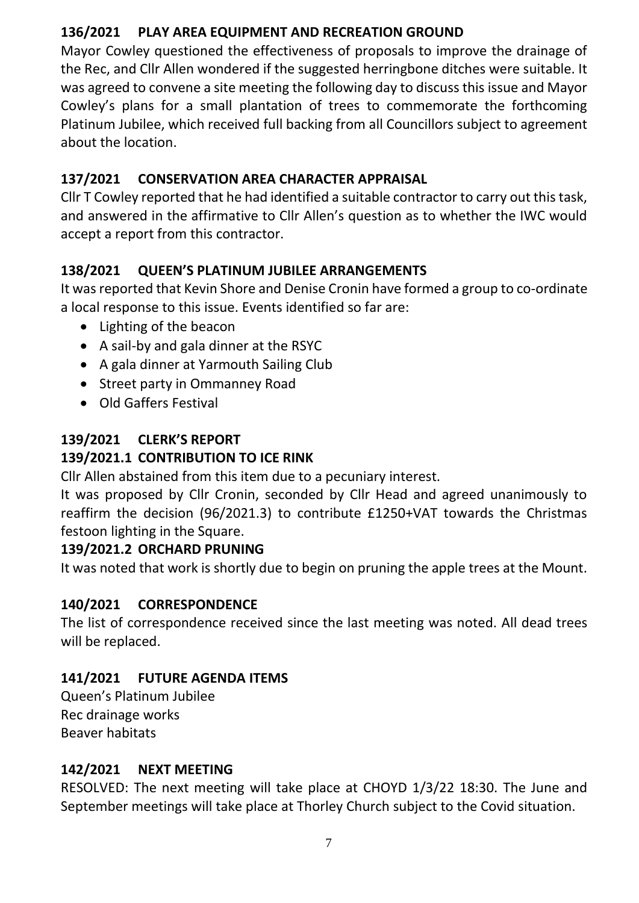## 136/2021 PLAY AREA EQUIPMENT AND RECREATION GROUND

Mayor Cowley questioned the effectiveness of proposals to improve the drainage of the Rec, and Cllr Allen wondered if the suggested herringbone ditches were suitable. It was agreed to convene a site meeting the following day to discuss this issue and Mayor Cowley's plans for a small plantation of trees to commemorate the forthcoming Platinum Jubilee, which received full backing from all Councillors subject to agreement about the location.

## 137/2021 CONSERVATION AREA CHARACTER APPRAISAL

Cllr T Cowley reported that he had identified a suitable contractor to carry out this task, and answered in the affirmative to Cllr Allen's question as to whether the IWC would accept a report from this contractor.

## 138/2021 QUEEN'S PLATINUM JUBILEE ARRANGEMENTS

It was reported that Kevin Shore and Denise Cronin have formed a group to co-ordinate a local response to this issue. Events identified so far are:

- Lighting of the beacon
- A sail-by and gala dinner at the RSYC
- A gala dinner at Yarmouth Sailing Club
- Street party in Ommanney Road
- Old Gaffers Festival

## 139/2021 CLERK'S REPORT

### 139/2021.1 CONTRIBUTION TO ICE RINK

Cllr Allen abstained from this item due to a pecuniary interest.

It was proposed by Cllr Cronin, seconded by Cllr Head and agreed unanimously to reaffirm the decision (96/2021.3) to contribute £1250+VAT towards the Christmas festoon lighting in the Square.

### 139/2021.2 ORCHARD PRUNING

It was noted that work is shortly due to begin on pruning the apple trees at the Mount.

## 140/2021 CORRESPONDENCE

The list of correspondence received since the last meeting was noted. All dead trees will be replaced.

## 141/2021 FUTURE AGENDA ITEMS

Queen's Platinum Jubilee
Rec drainage works
Beaver habitats

## 142/2021 NEXT MEETING

RESOLVED: The next meeting will take place at CHOYD 1/3/22 18:30. The June and September meetings will take place at Thorley Church subject to the Covid situation.